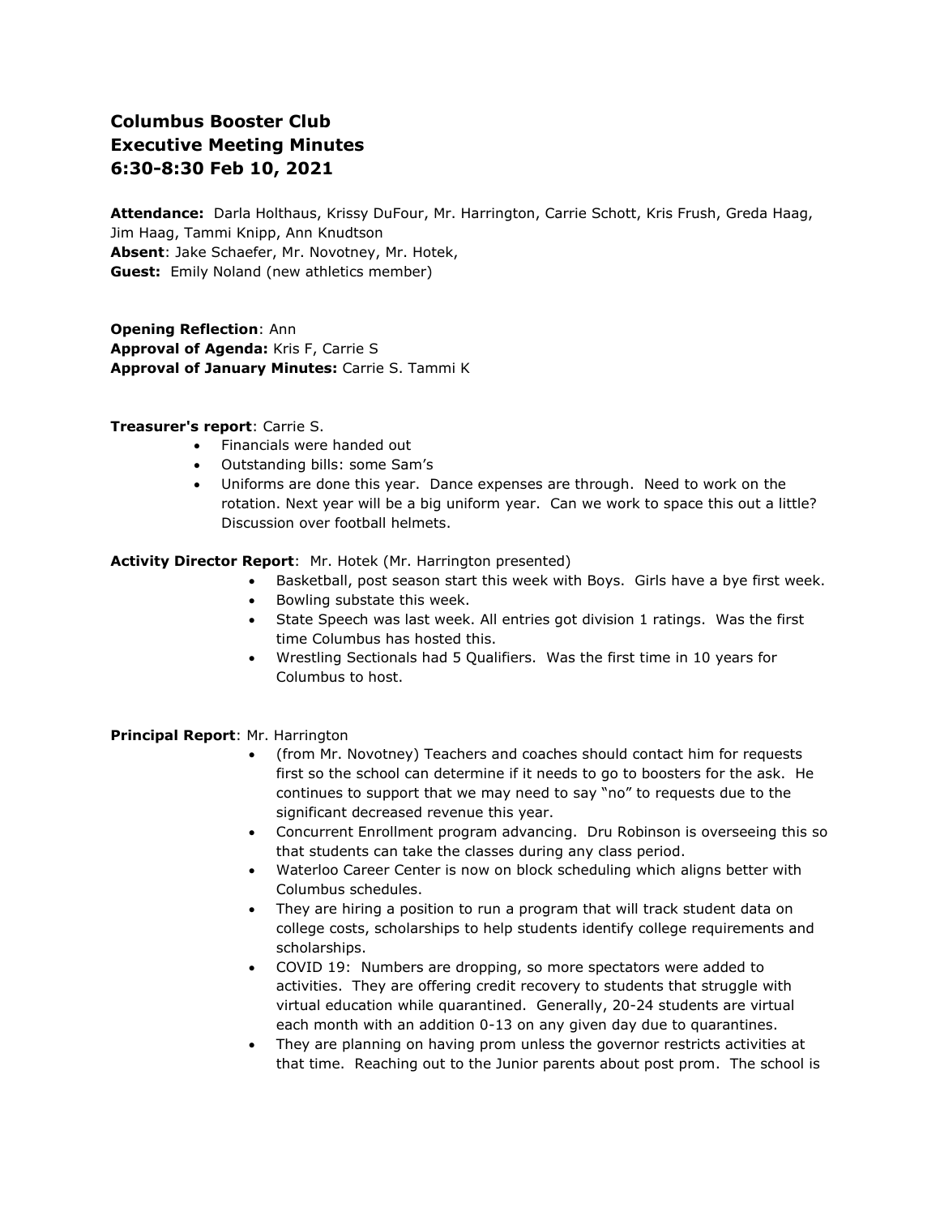# Columbus Booster Club
# Executive Meeting Minutes
# 6:30-8:30 Feb 10, 2021

**Attendance:** Darla Holthaus, Krissy DuFour, Mr. Harrington, Carrie Schott, Kris Frush, Greda Haag, Jim Haag, Tammi Knipp, Ann Knudtson
**Absent**: Jake Schaefer, Mr. Novotney, Mr. Hotek,
**Guest:** Emily Noland (new athletics member)

**Opening Reflection**: Ann
**Approval of Agenda:** Kris F, Carrie S
**Approval of January Minutes:** Carrie S. Tammi K

**Treasurer's report**: Carrie S.

- Financials were handed out
- Outstanding bills: some Sam's
- Uniforms are done this year. Dance expenses are through. Need to work on the rotation. Next year will be a big uniform year. Can we work to space this out a little? Discussion over football helmets.

**Activity Director Report**: Mr. Hotek (Mr. Harrington presented)

- Basketball, post season start this week with Boys. Girls have a bye first week.
- Bowling substate this week.
- State Speech was last week. All entries got division 1 ratings. Was the first time Columbus has hosted this.
- Wrestling Sectionals had 5 Qualifiers. Was the first time in 10 years for Columbus to host.

**Principal Report**: Mr. Harrington

- (from Mr. Novotney) Teachers and coaches should contact him for requests first so the school can determine if it needs to go to boosters for the ask. He continues to support that we may need to say "no" to requests due to the significant decreased revenue this year.
- Concurrent Enrollment program advancing. Dru Robinson is overseeing this so that students can take the classes during any class period.
- Waterloo Career Center is now on block scheduling which aligns better with Columbus schedules.
- They are hiring a position to run a program that will track student data on college costs, scholarships to help students identify college requirements and scholarships.
- COVID 19: Numbers are dropping, so more spectators were added to activities. They are offering credit recovery to students that struggle with virtual education while quarantined. Generally, 20-24 students are virtual each month with an addition 0-13 on any given day due to quarantines.
- They are planning on having prom unless the governor restricts activities at that time. Reaching out to the Junior parents about post prom. The school is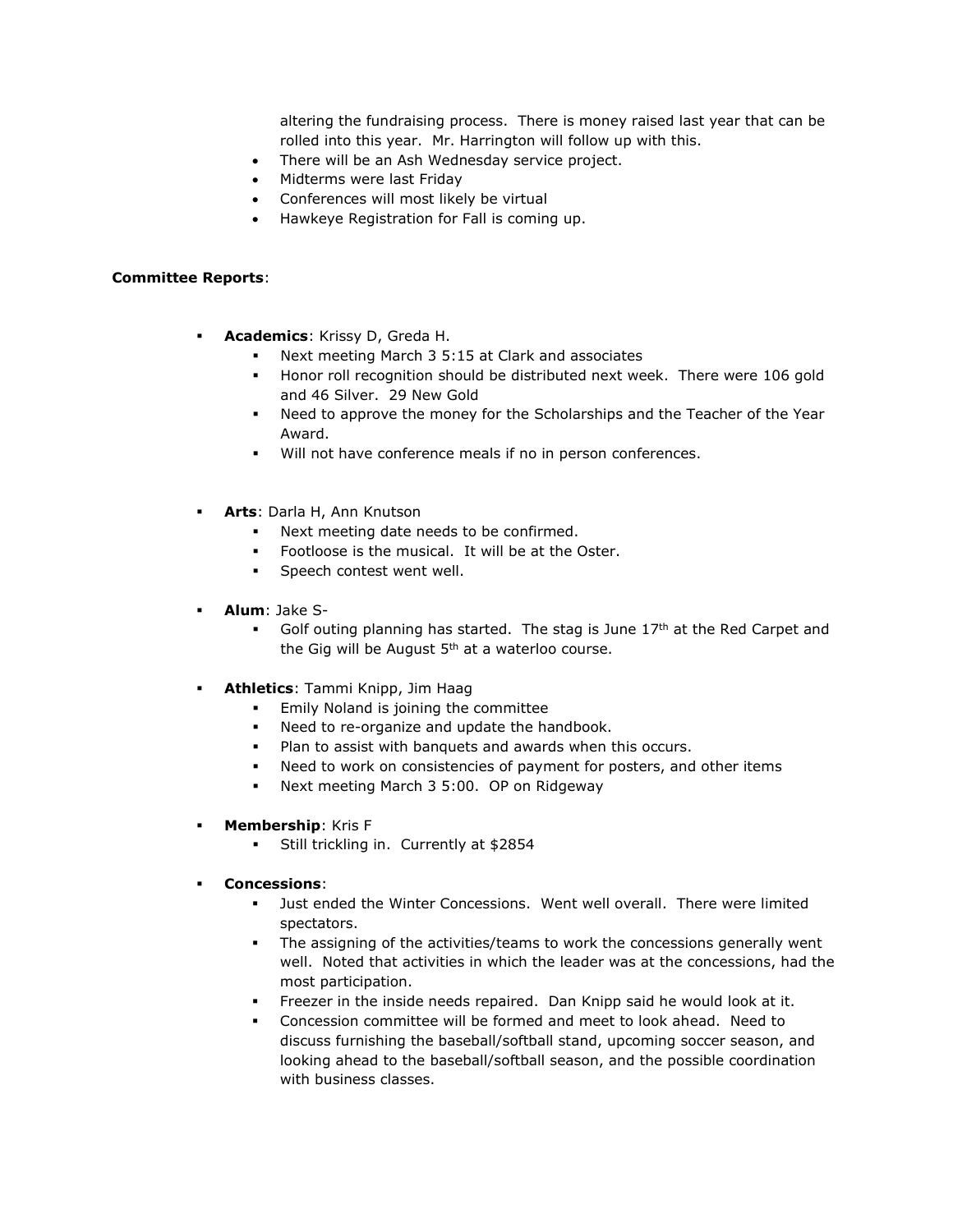altering the fundraising process. There is money raised last year that can be rolled into this year. Mr. Harrington will follow up with this.

- There will be an Ash Wednesday service project.
- Midterms were last Friday
- Conferences will most likely be virtual
- Hawkeye Registration for Fall is coming up.

**Committee Reports**:

- **Academics**: Krissy D, Greda H.
  - Next meeting March 3 5:15 at Clark and associates
  - Honor roll recognition should be distributed next week. There were 106 gold and 46 Silver. 29 New Gold
  - Need to approve the money for the Scholarships and the Teacher of the Year Award.
  - Will not have conference meals if no in person conferences.

- **Arts**: Darla H, Ann Knutson
  - Next meeting date needs to be confirmed.
  - Footloose is the musical. It will be at the Oster.
  - Speech contest went well.

- **Alum**: Jake S-
  - Golf outing planning has started. The stag is June 17th at the Red Carpet and the Gig will be August 5th at a waterloo course.

- **Athletics**: Tammi Knipp, Jim Haag
  - Emily Noland is joining the committee
  - Need to re-organize and update the handbook.
  - Plan to assist with banquets and awards when this occurs.
  - Need to work on consistencies of payment for posters, and other items
  - Next meeting March 3 5:00. OP on Ridgeway

- **Membership**: Kris F
  - Still trickling in. Currently at $2854

- **Concessions**:
  - Just ended the Winter Concessions. Went well overall. There were limited spectators.
  - The assigning of the activities/teams to work the concessions generally went well. Noted that activities in which the leader was at the concessions, had the most participation.
  - Freezer in the inside needs repaired. Dan Knipp said he would look at it.
  - Concession committee will be formed and meet to look ahead. Need to discuss furnishing the baseball/softball stand, upcoming soccer season, and looking ahead to the baseball/softball season, and the possible coordination with business classes.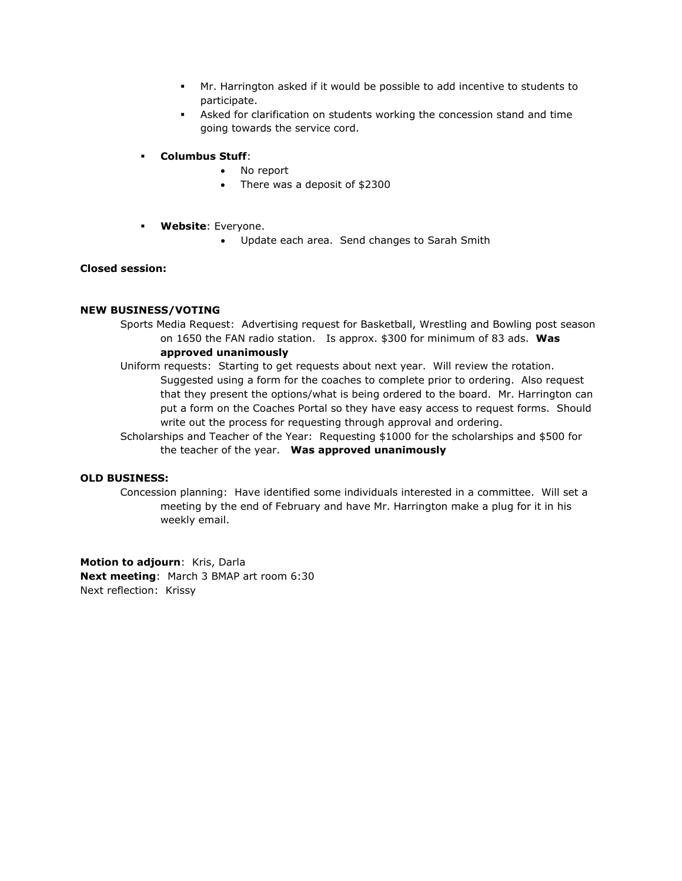- Mr. Harrington asked if it would be possible to add incentive to students to participate.
  - Asked for clarification on students working the concession stand and time going towards the service cord.

- **Columbus Stuff**:
  - No report
  - There was a deposit of $2300

- **Website**: Everyone.
  - Update each area. Send changes to Sarah Smith

**Closed session:**

**NEW BUSINESS/VOTING**

Sports Media Request: Advertising request for Basketball, Wrestling and Bowling post season on 1650 the FAN radio station. Is approx. $300 for minimum of 83 ads. **Was approved unanimously**

Uniform requests: Starting to get requests about next year. Will review the rotation. Suggested using a form for the coaches to complete prior to ordering. Also request that they present the options/what is being ordered to the board. Mr. Harrington can put a form on the Coaches Portal so they have easy access to request forms. Should write out the process for requesting through approval and ordering.

Scholarships and Teacher of the Year: Requesting $1000 for the scholarships and $500 for the teacher of the year. **Was approved unanimously**

**OLD BUSINESS:**

Concession planning: Have identified some individuals interested in a committee. Will set a meeting by the end of February and have Mr. Harrington make a plug for it in his weekly email.

**Motion to adjourn**: Kris, Darla
**Next meeting**: March 3 BMAP art room 6:30
Next reflection: Krissy